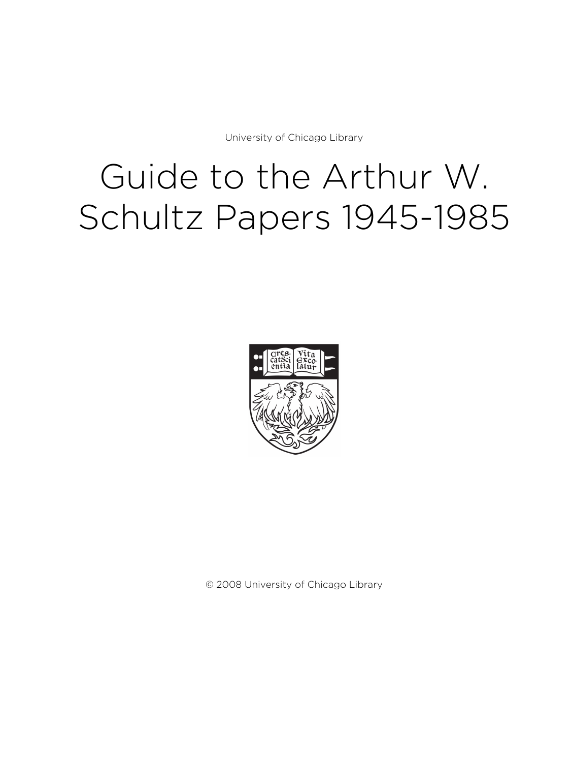University of Chicago Library

# Guide to the Arthur W. Schultz Papers 1945-1985

© 2008 University of Chicago Library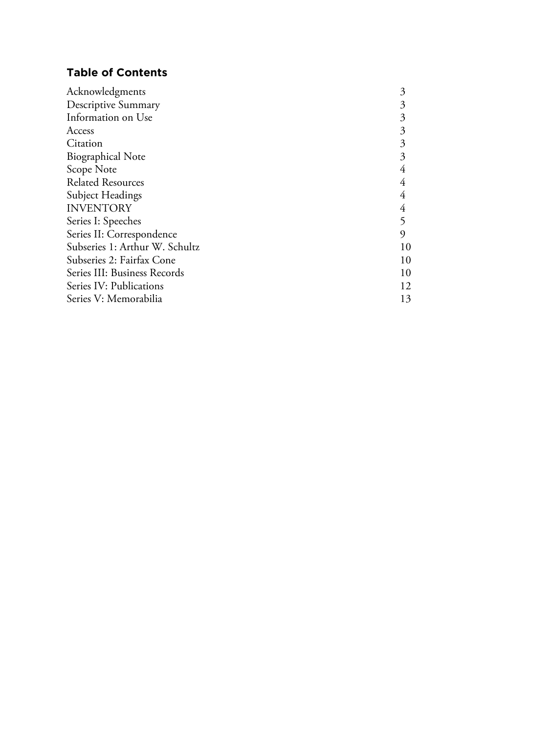## Table of Contents

| | |
|---|---|
| Acknowledgments | 3 |
| Descriptive Summary | 3 |
| Information on Use | 3 |
| Access | 3 |
| Citation | 3 |
| Biographical Note | 3 |
| Scope Note | 4 |
| Related Resources | 4 |
| Subject Headings | 4 |
| INVENTORY | 4 |
| Series I: Speeches | 5 |
| Series II: Correspondence | 9 |
| Subseries 1: Arthur W. Schultz | 10 |
| Subseries 2: Fairfax Cone | 10 |
| Series III: Business Records | 10 |
| Series IV: Publications | 12 |
| Series V: Memorabilia | 13 |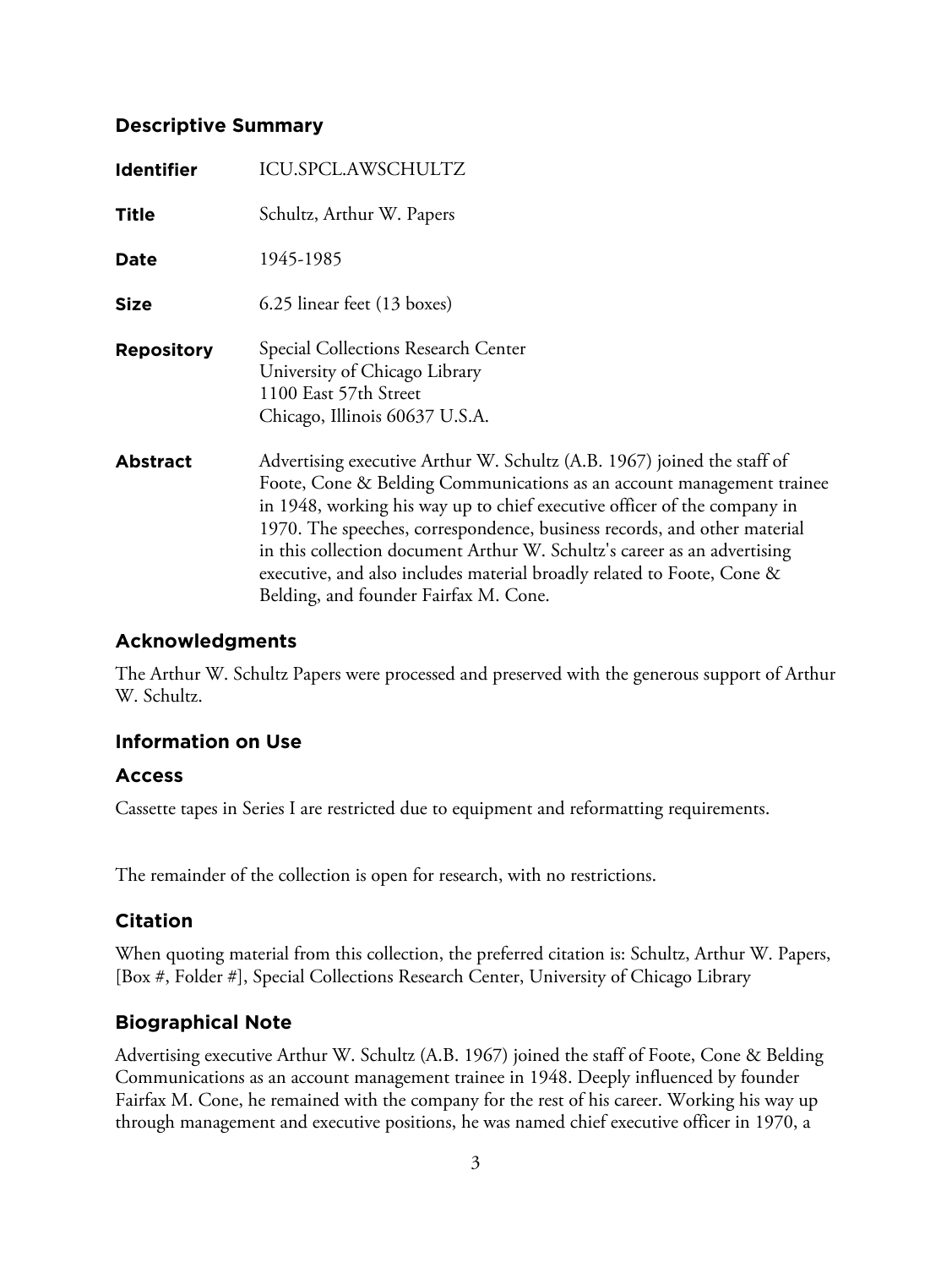## Descriptive Summary

| | |
|---|---|
| **Identifier** | ICU.SPCL.AWSCHULTZ |
| **Title** | Schultz, Arthur W. Papers |
| **Date** | 1945-1985 |
| **Size** | 6.25 linear feet (13 boxes) |
| **Repository** | Special Collections Research Center<br>University of Chicago Library<br>1100 East 57th Street<br>Chicago, Illinois 60637 U.S.A. |
| **Abstract** | Advertising executive Arthur W. Schultz (A.B. 1967) joined the staff of Foote, Cone & Belding Communications as an account management trainee in 1948, working his way up to chief executive officer of the company in 1970. The speeches, correspondence, business records, and other material in this collection document Arthur W. Schultz's career as an advertising executive, and also includes material broadly related to Foote, Cone & Belding, and founder Fairfax M. Cone. |

## Acknowledgments

The Arthur W. Schultz Papers were processed and preserved with the generous support of Arthur W. Schultz.

## Information on Use

### Access

Cassette tapes in Series I are restricted due to equipment and reformatting requirements.

The remainder of the collection is open for research, with no restrictions.

## Citation

When quoting material from this collection, the preferred citation is: Schultz, Arthur W. Papers, [Box #, Folder #], Special Collections Research Center, University of Chicago Library

## Biographical Note

Advertising executive Arthur W. Schultz (A.B. 1967) joined the staff of Foote, Cone & Belding Communications as an account management trainee in 1948. Deeply influenced by founder Fairfax M. Cone, he remained with the company for the rest of his career. Working his way up through management and executive positions, he was named chief executive officer in 1970, a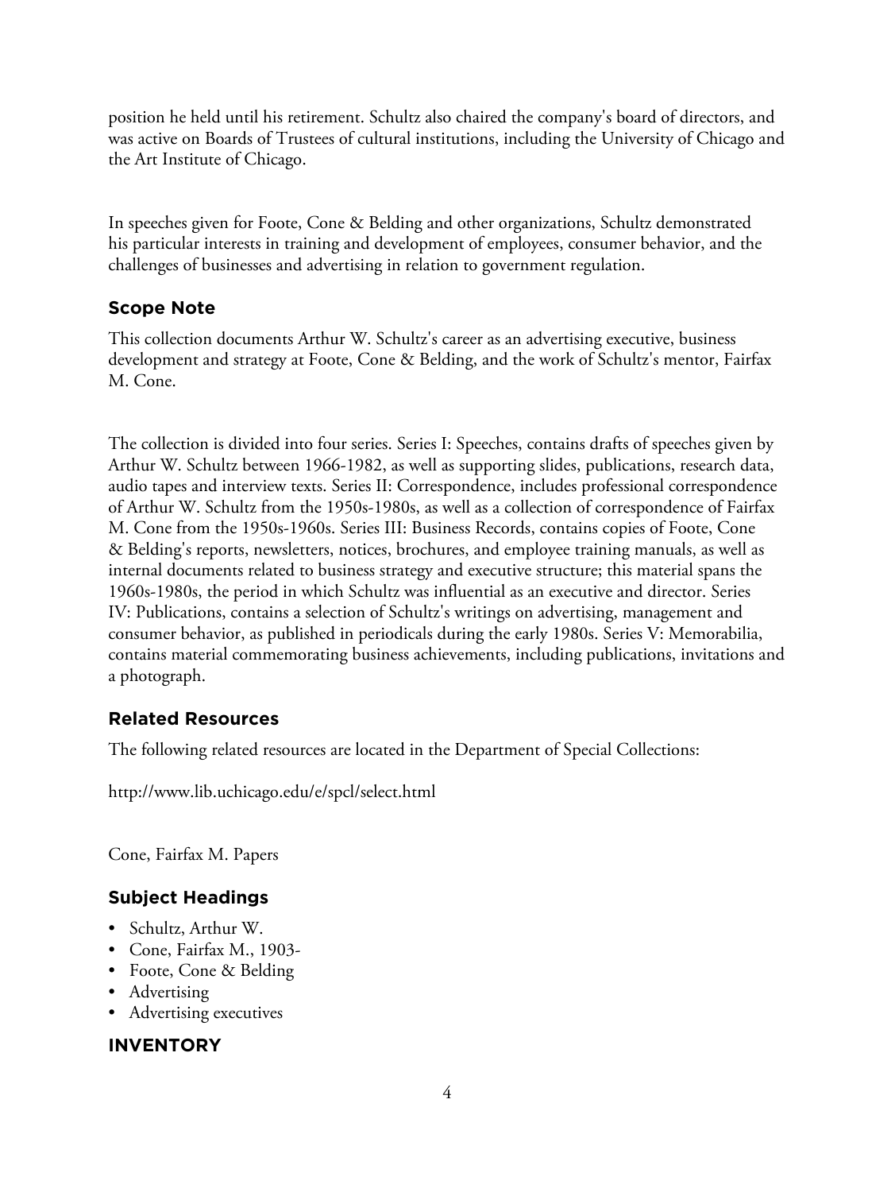position he held until his retirement. Schultz also chaired the company's board of directors, and was active on Boards of Trustees of cultural institutions, including the University of Chicago and the Art Institute of Chicago.

In speeches given for Foote, Cone & Belding and other organizations, Schultz demonstrated his particular interests in training and development of employees, consumer behavior, and the challenges of businesses and advertising in relation to government regulation.

## Scope Note

This collection documents Arthur W. Schultz's career as an advertising executive, business development and strategy at Foote, Cone & Belding, and the work of Schultz's mentor, Fairfax M. Cone.

The collection is divided into four series. Series I: Speeches, contains drafts of speeches given by Arthur W. Schultz between 1966-1982, as well as supporting slides, publications, research data, audio tapes and interview texts. Series II: Correspondence, includes professional correspondence of Arthur W. Schultz from the 1950s-1980s, as well as a collection of correspondence of Fairfax M. Cone from the 1950s-1960s. Series III: Business Records, contains copies of Foote, Cone & Belding's reports, newsletters, notices, brochures, and employee training manuals, as well as internal documents related to business strategy and executive structure; this material spans the 1960s-1980s, the period in which Schultz was influential as an executive and director. Series IV: Publications, contains a selection of Schultz's writings on advertising, management and consumer behavior, as published in periodicals during the early 1980s. Series V: Memorabilia, contains material commemorating business achievements, including publications, invitations and a photograph.

## Related Resources

The following related resources are located in the Department of Special Collections:

http://www.lib.uchicago.edu/e/spcl/select.html

Cone, Fairfax M. Papers

## Subject Headings

- Schultz, Arthur W.
- Cone, Fairfax M., 1903-
- Foote, Cone & Belding
- Advertising
- Advertising executives

## INVENTORY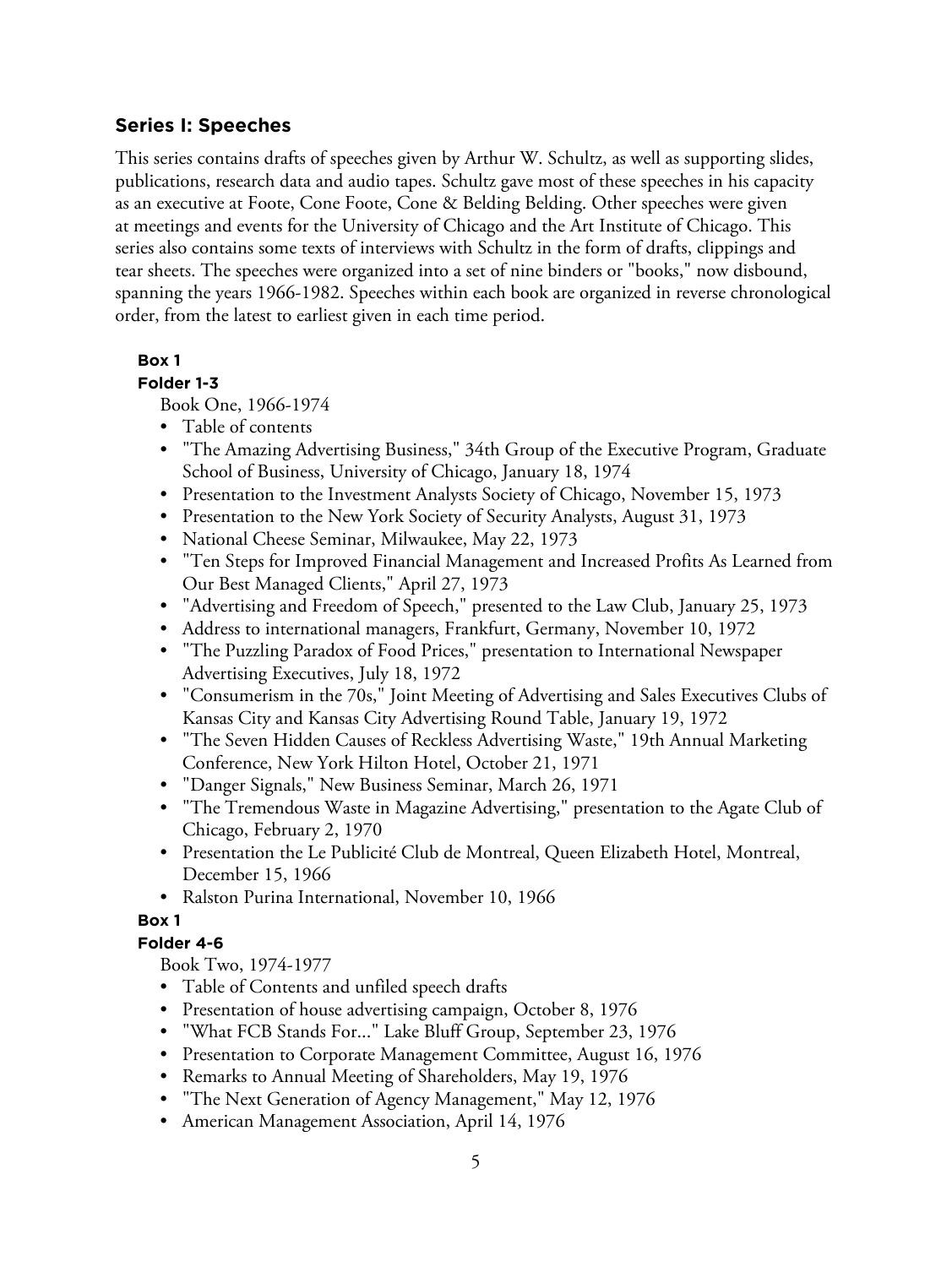## Series I: Speeches

This series contains drafts of speeches given by Arthur W. Schultz, as well as supporting slides, publications, research data and audio tapes. Schultz gave most of these speeches in his capacity as an executive at Foote, Cone Foote, Cone & Belding Belding. Other speeches were given at meetings and events for the University of Chicago and the Art Institute of Chicago. This series also contains some texts of interviews with Schultz in the form of drafts, clippings and tear sheets. The speeches were organized into a set of nine binders or "books," now disbound, spanning the years 1966-1982. Speeches within each book are organized in reverse chronological order, from the latest to earliest given in each time period.

**Box 1**

**Folder 1-3**

Book One, 1966-1974

- Table of contents
- "The Amazing Advertising Business," 34th Group of the Executive Program, Graduate School of Business, University of Chicago, January 18, 1974
- Presentation to the Investment Analysts Society of Chicago, November 15, 1973
- Presentation to the New York Society of Security Analysts, August 31, 1973
- National Cheese Seminar, Milwaukee, May 22, 1973
- "Ten Steps for Improved Financial Management and Increased Profits As Learned from Our Best Managed Clients," April 27, 1973
- "Advertising and Freedom of Speech," presented to the Law Club, January 25, 1973
- Address to international managers, Frankfurt, Germany, November 10, 1972
- "The Puzzling Paradox of Food Prices," presentation to International Newspaper Advertising Executives, July 18, 1972
- "Consumerism in the 70s," Joint Meeting of Advertising and Sales Executives Clubs of Kansas City and Kansas City Advertising Round Table, January 19, 1972
- "The Seven Hidden Causes of Reckless Advertising Waste," 19th Annual Marketing Conference, New York Hilton Hotel, October 21, 1971
- "Danger Signals," New Business Seminar, March 26, 1971
- "The Tremendous Waste in Magazine Advertising," presentation to the Agate Club of Chicago, February 2, 1970
- Presentation the Le Publicité Club de Montreal, Queen Elizabeth Hotel, Montreal, December 15, 1966
- Ralston Purina International, November 10, 1966

**Box 1**

**Folder 4-6**

Book Two, 1974-1977

- Table of Contents and unfiled speech drafts
- Presentation of house advertising campaign, October 8, 1976
- "What FCB Stands For..." Lake Bluff Group, September 23, 1976
- Presentation to Corporate Management Committee, August 16, 1976
- Remarks to Annual Meeting of Shareholders, May 19, 1976
- "The Next Generation of Agency Management," May 12, 1976
- American Management Association, April 14, 1976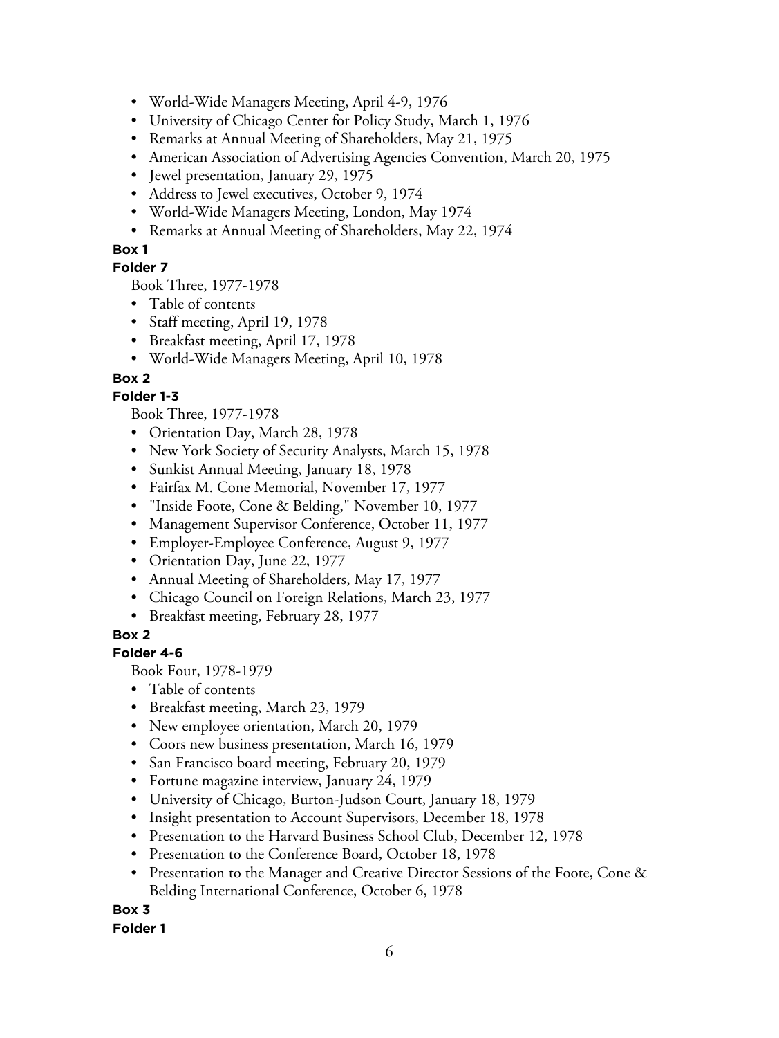- World-Wide Managers Meeting, April 4-9, 1976
- University of Chicago Center for Policy Study, March 1, 1976
- Remarks at Annual Meeting of Shareholders, May 21, 1975
- American Association of Advertising Agencies Convention, March 20, 1975
- Jewel presentation, January 29, 1975
- Address to Jewel executives, October 9, 1974
- World-Wide Managers Meeting, London, May 1974
- Remarks at Annual Meeting of Shareholders, May 22, 1974

**Box 1**

**Folder 7**

Book Three, 1977-1978

- Table of contents
- Staff meeting, April 19, 1978
- Breakfast meeting, April 17, 1978
- World-Wide Managers Meeting, April 10, 1978

**Box 2**

**Folder 1-3**

Book Three, 1977-1978

- Orientation Day, March 28, 1978
- New York Society of Security Analysts, March 15, 1978
- Sunkist Annual Meeting, January 18, 1978
- Fairfax M. Cone Memorial, November 17, 1977
- "Inside Foote, Cone & Belding," November 10, 1977
- Management Supervisor Conference, October 11, 1977
- Employer-Employee Conference, August 9, 1977
- Orientation Day, June 22, 1977
- Annual Meeting of Shareholders, May 17, 1977
- Chicago Council on Foreign Relations, March 23, 1977
- Breakfast meeting, February 28, 1977

**Box 2**

**Folder 4-6**

Book Four, 1978-1979

- Table of contents
- Breakfast meeting, March 23, 1979
- New employee orientation, March 20, 1979
- Coors new business presentation, March 16, 1979
- San Francisco board meeting, February 20, 1979
- Fortune magazine interview, January 24, 1979
- University of Chicago, Burton-Judson Court, January 18, 1979
- Insight presentation to Account Supervisors, December 18, 1978
- Presentation to the Harvard Business School Club, December 12, 1978
- Presentation to the Conference Board, October 18, 1978
- Presentation to the Manager and Creative Director Sessions of the Foote, Cone & Belding International Conference, October 6, 1978

**Box 3**

**Folder 1**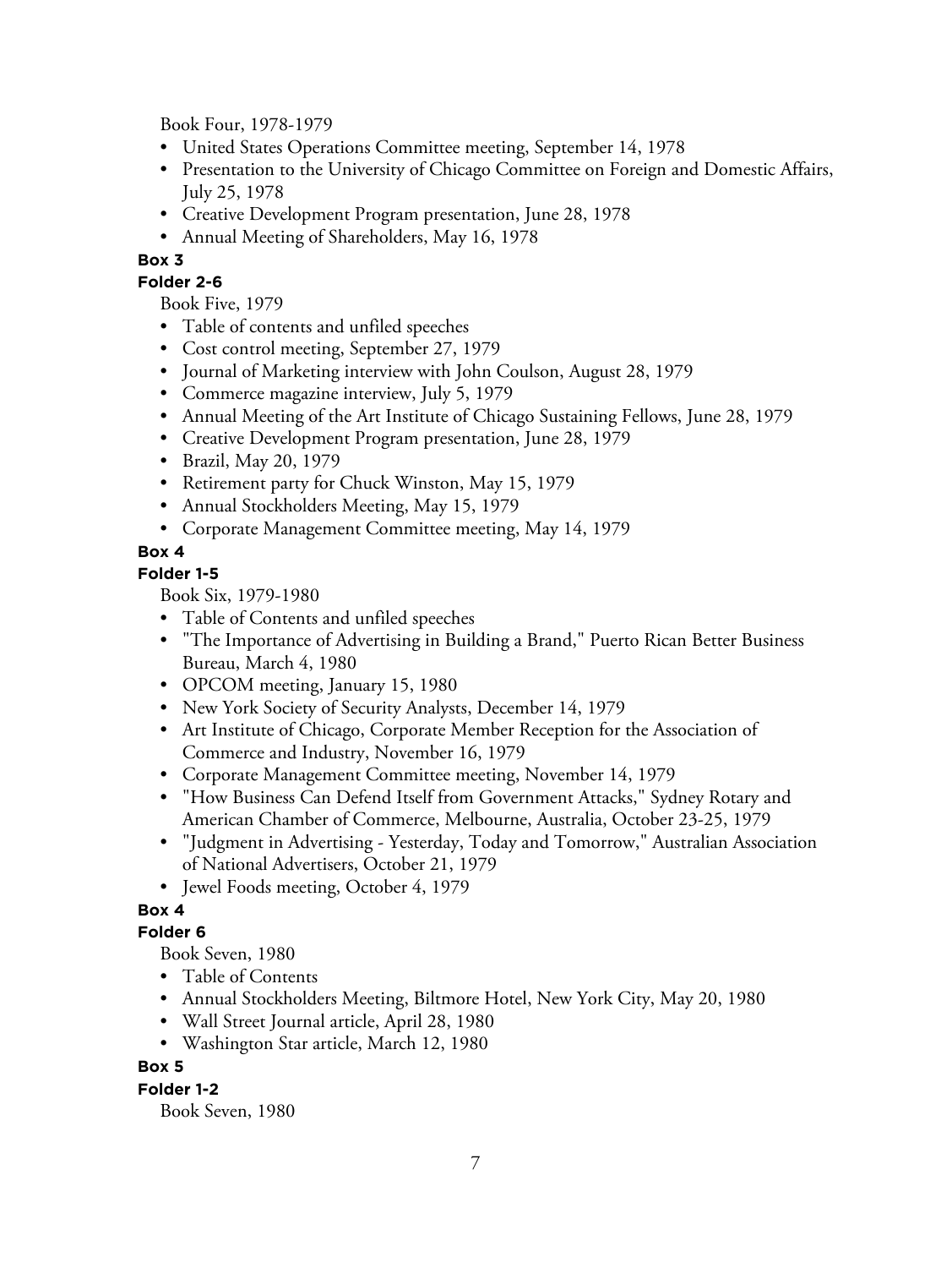Book Four, 1978-1979

- United States Operations Committee meeting, September 14, 1978
- Presentation to the University of Chicago Committee on Foreign and Domestic Affairs, July 25, 1978
- Creative Development Program presentation, June 28, 1978
- Annual Meeting of Shareholders, May 16, 1978

**Box 3**

**Folder 2-6**

Book Five, 1979

- Table of contents and unfiled speeches
- Cost control meeting, September 27, 1979
- Journal of Marketing interview with John Coulson, August 28, 1979
- Commerce magazine interview, July 5, 1979
- Annual Meeting of the Art Institute of Chicago Sustaining Fellows, June 28, 1979
- Creative Development Program presentation, June 28, 1979
- Brazil, May 20, 1979
- Retirement party for Chuck Winston, May 15, 1979
- Annual Stockholders Meeting, May 15, 1979
- Corporate Management Committee meeting, May 14, 1979

**Box 4**

**Folder 1-5**

Book Six, 1979-1980

- Table of Contents and unfiled speeches
- "The Importance of Advertising in Building a Brand," Puerto Rican Better Business Bureau, March 4, 1980
- OPCOM meeting, January 15, 1980
- New York Society of Security Analysts, December 14, 1979
- Art Institute of Chicago, Corporate Member Reception for the Association of Commerce and Industry, November 16, 1979
- Corporate Management Committee meeting, November 14, 1979
- "How Business Can Defend Itself from Government Attacks," Sydney Rotary and American Chamber of Commerce, Melbourne, Australia, October 23-25, 1979
- "Judgment in Advertising - Yesterday, Today and Tomorrow," Australian Association of National Advertisers, October 21, 1979
- Jewel Foods meeting, October 4, 1979

**Box 4**

**Folder 6**

Book Seven, 1980

- Table of Contents
- Annual Stockholders Meeting, Biltmore Hotel, New York City, May 20, 1980
- Wall Street Journal article, April 28, 1980
- Washington Star article, March 12, 1980

**Box 5**

**Folder 1-2**

Book Seven, 1980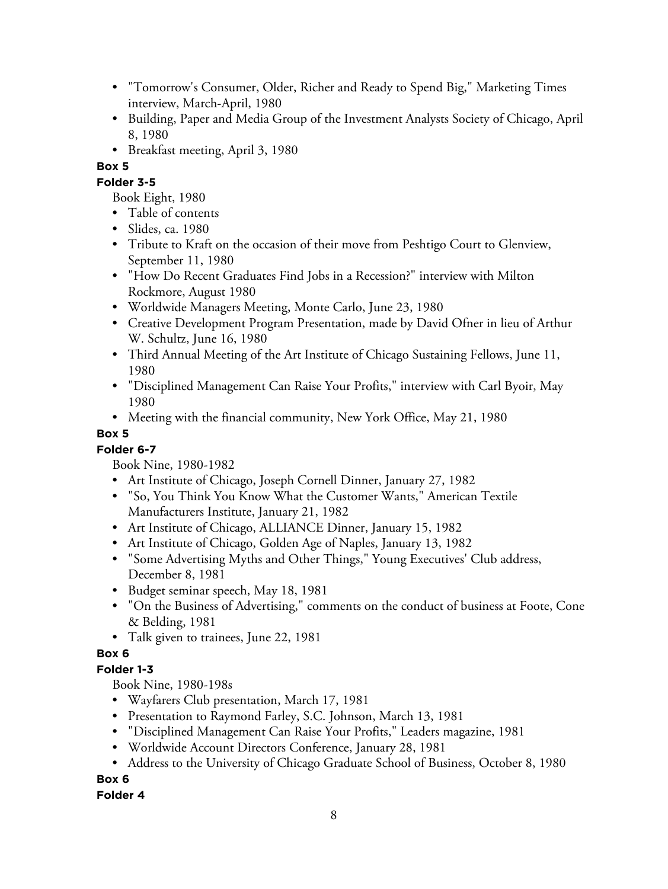- "Tomorrow's Consumer, Older, Richer and Ready to Spend Big," Marketing Times interview, March-April, 1980
- Building, Paper and Media Group of the Investment Analysts Society of Chicago, April 8, 1980
- Breakfast meeting, April 3, 1980

**Box 5**

**Folder 3-5**

Book Eight, 1980

- Table of contents
- Slides, ca. 1980
- Tribute to Kraft on the occasion of their move from Peshtigo Court to Glenview, September 11, 1980
- "How Do Recent Graduates Find Jobs in a Recession?" interview with Milton Rockmore, August 1980
- Worldwide Managers Meeting, Monte Carlo, June 23, 1980
- Creative Development Program Presentation, made by David Ofner in lieu of Arthur W. Schultz, June 16, 1980
- Third Annual Meeting of the Art Institute of Chicago Sustaining Fellows, June 11, 1980
- "Disciplined Management Can Raise Your Profits," interview with Carl Byoir, May 1980
- Meeting with the financial community, New York Office, May 21, 1980

**Box 5**

**Folder 6-7**

Book Nine, 1980-1982

- Art Institute of Chicago, Joseph Cornell Dinner, January 27, 1982
- "So, You Think You Know What the Customer Wants," American Textile Manufacturers Institute, January 21, 1982
- Art Institute of Chicago, ALLIANCE Dinner, January 15, 1982
- Art Institute of Chicago, Golden Age of Naples, January 13, 1982
- "Some Advertising Myths and Other Things," Young Executives' Club address, December 8, 1981
- Budget seminar speech, May 18, 1981
- "On the Business of Advertising," comments on the conduct of business at Foote, Cone & Belding, 1981
- Talk given to trainees, June 22, 1981

**Box 6**

**Folder 1-3**

Book Nine, 1980-198s

- Wayfarers Club presentation, March 17, 1981
- Presentation to Raymond Farley, S.C. Johnson, March 13, 1981
- "Disciplined Management Can Raise Your Profits," Leaders magazine, 1981
- Worldwide Account Directors Conference, January 28, 1981
- Address to the University of Chicago Graduate School of Business, October 8, 1980

**Box 6**

**Folder 4**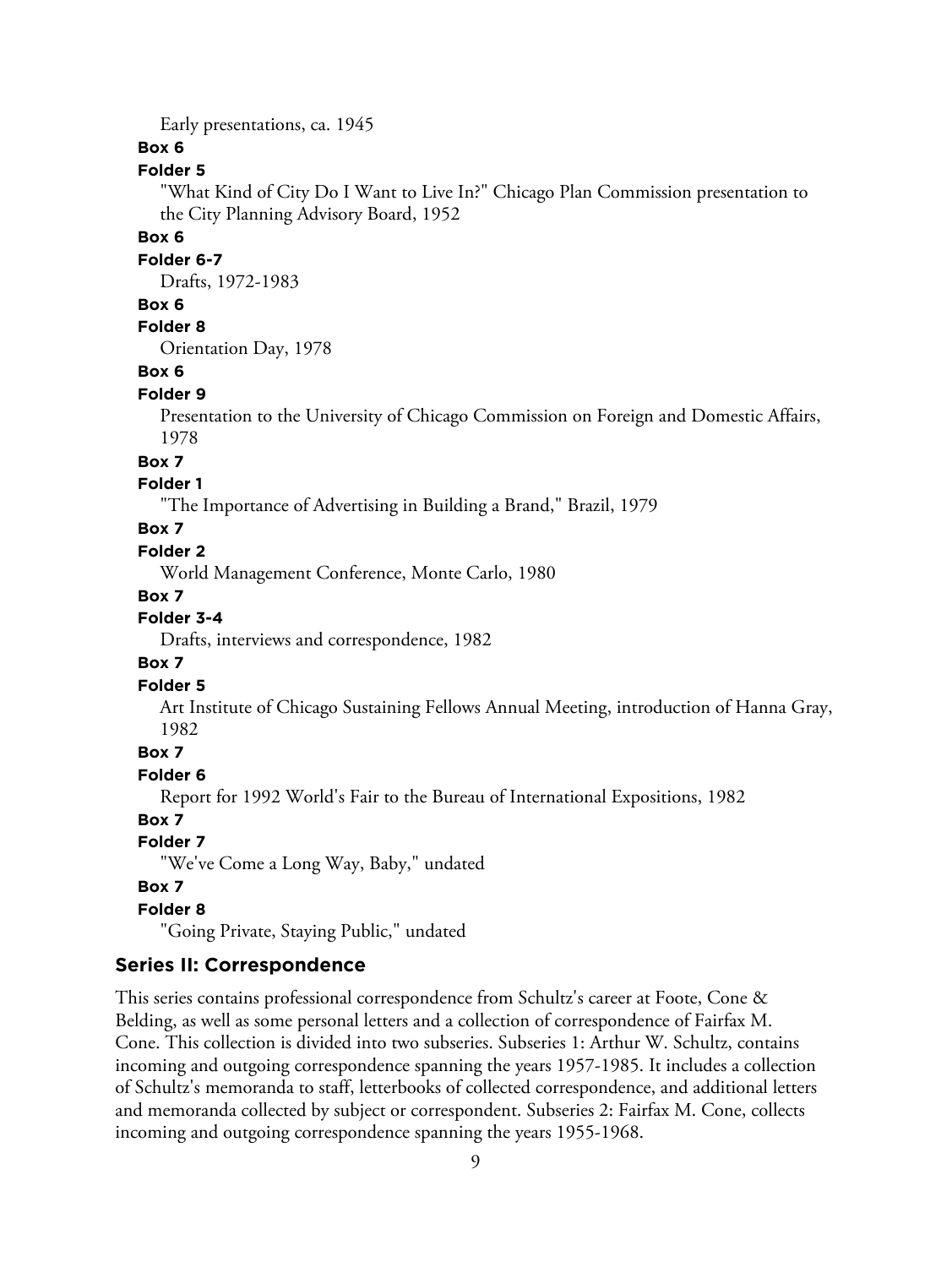Early presentations, ca. 1945

**Box 6**

**Folder 5**

"What Kind of City Do I Want to Live In?" Chicago Plan Commission presentation to the City Planning Advisory Board, 1952

**Box 6**

**Folder 6-7**

Drafts, 1972-1983

**Box 6**

**Folder 8**

Orientation Day, 1978

**Box 6**

**Folder 9**

Presentation to the University of Chicago Commission on Foreign and Domestic Affairs, 1978

**Box 7**

**Folder 1**

"The Importance of Advertising in Building a Brand," Brazil, 1979

**Box 7**

**Folder 2**

World Management Conference, Monte Carlo, 1980

**Box 7**

**Folder 3-4**

Drafts, interviews and correspondence, 1982

**Box 7**

**Folder 5**

Art Institute of Chicago Sustaining Fellows Annual Meeting, introduction of Hanna Gray, 1982

**Box 7**

**Folder 6**

Report for 1992 World's Fair to the Bureau of International Expositions, 1982

**Box 7**

**Folder 7**

"We've Come a Long Way, Baby," undated

**Box 7**

**Folder 8**

"Going Private, Staying Public," undated

## Series II: Correspondence

This series contains professional correspondence from Schultz's career at Foote, Cone & Belding, as well as some personal letters and a collection of correspondence of Fairfax M. Cone. This collection is divided into two subseries. Subseries 1: Arthur W. Schultz, contains incoming and outgoing correspondence spanning the years 1957-1985. It includes a collection of Schultz's memoranda to staff, letterbooks of collected correspondence, and additional letters and memoranda collected by subject or correspondent. Subseries 2: Fairfax M. Cone, collects incoming and outgoing correspondence spanning the years 1955-1968.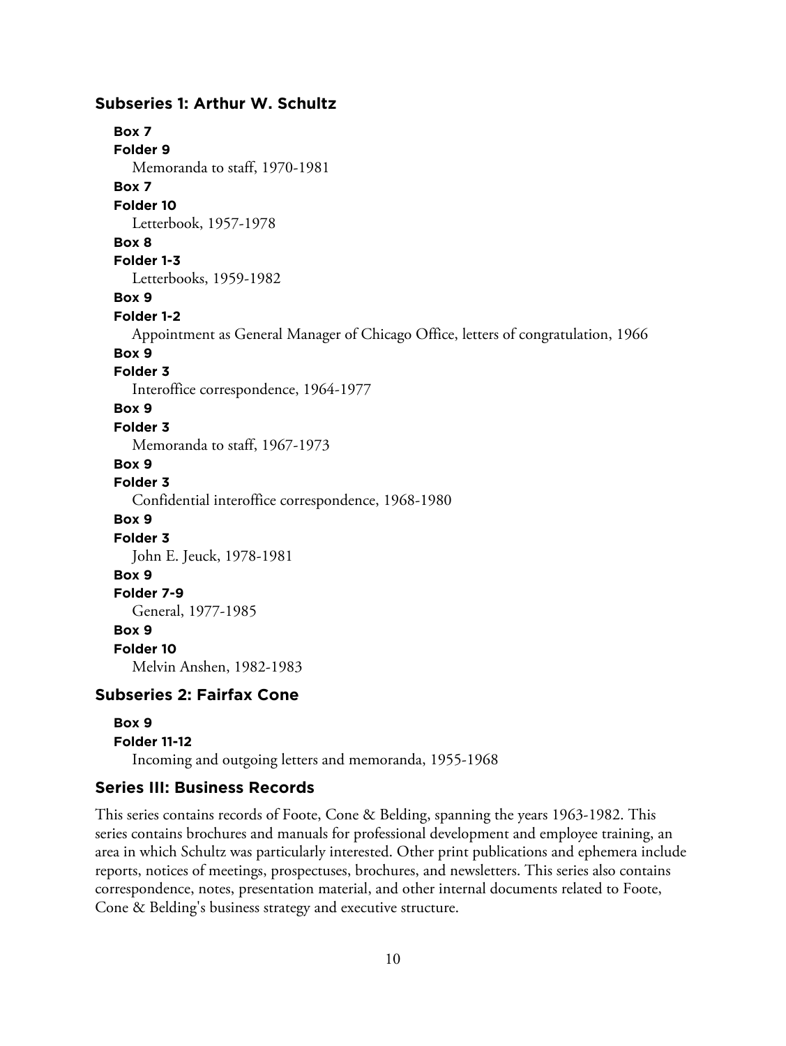### Subseries 1: Arthur W. Schultz

**Box 7**
**Folder 9**
Memoranda to staff, 1970-1981

**Box 7**
**Folder 10**
Letterbook, 1957-1978

**Box 8**
**Folder 1-3**
Letterbooks, 1959-1982

**Box 9**
**Folder 1-2**
Appointment as General Manager of Chicago Office, letters of congratulation, 1966

**Box 9**
**Folder 3**
Interoffice correspondence, 1964-1977

**Box 9**
**Folder 3**
Memoranda to staff, 1967-1973

**Box 9**
**Folder 3**
Confidential interoffice correspondence, 1968-1980

**Box 9**
**Folder 3**
John E. Jeuck, 1978-1981

**Box 9**
**Folder 7-9**
General, 1977-1985

**Box 9**
**Folder 10**
Melvin Anshen, 1982-1983

### Subseries 2: Fairfax Cone

**Box 9**
**Folder 11-12**
Incoming and outgoing letters and memoranda, 1955-1968

### Series III: Business Records

This series contains records of Foote, Cone & Belding, spanning the years 1963-1982. This series contains brochures and manuals for professional development and employee training, an area in which Schultz was particularly interested. Other print publications and ephemera include reports, notices of meetings, prospectuses, brochures, and newsletters. This series also contains correspondence, notes, presentation material, and other internal documents related to Foote, Cone & Belding's business strategy and executive structure.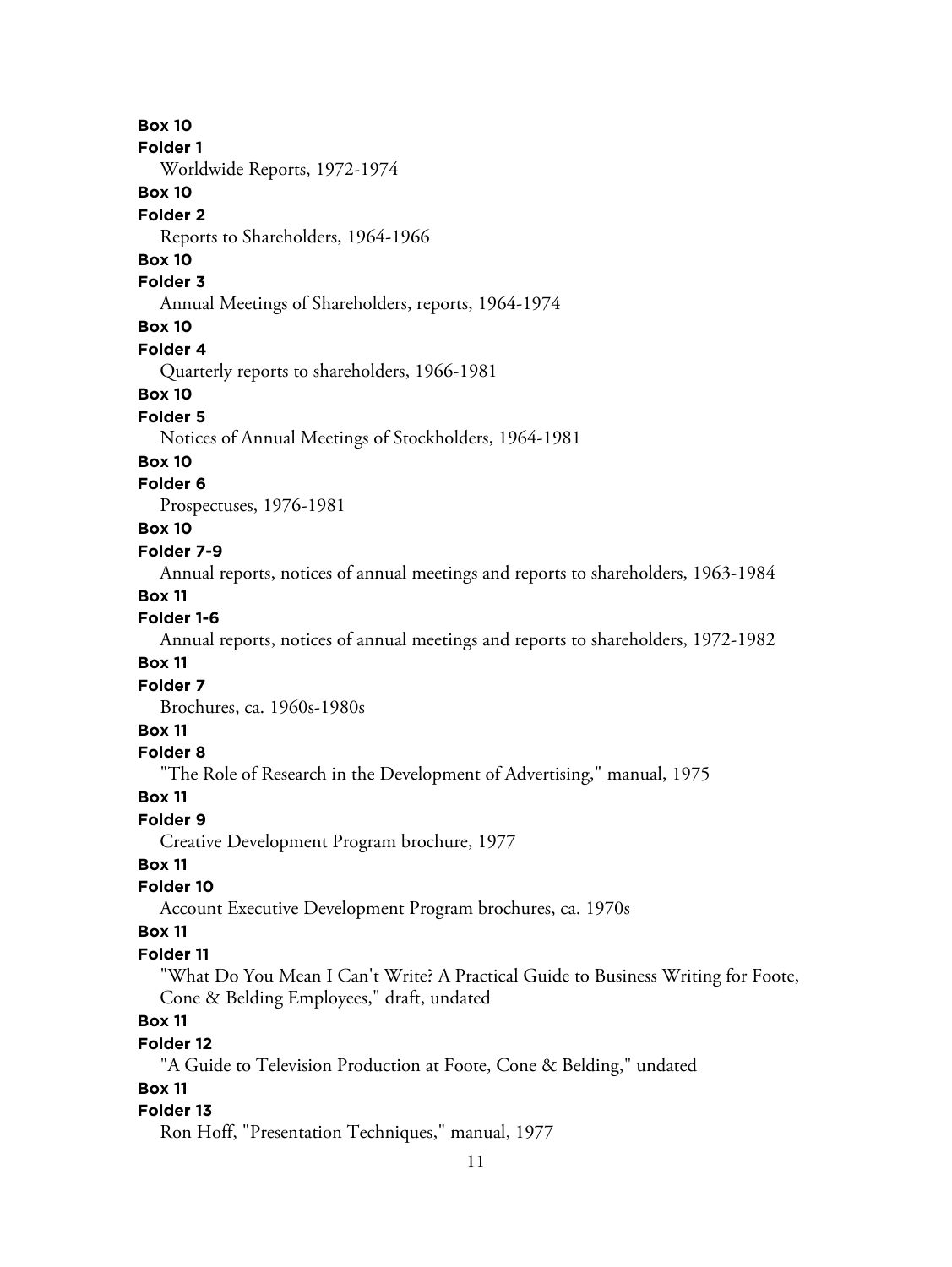**Box 10**
**Folder 1**
Worldwide Reports, 1972-1974

**Box 10**
**Folder 2**
Reports to Shareholders, 1964-1966

**Box 10**
**Folder 3**
Annual Meetings of Shareholders, reports, 1964-1974

**Box 10**
**Folder 4**
Quarterly reports to shareholders, 1966-1981

**Box 10**
**Folder 5**
Notices of Annual Meetings of Stockholders, 1964-1981

**Box 10**
**Folder 6**
Prospectuses, 1976-1981

**Box 10**
**Folder 7-9**
Annual reports, notices of annual meetings and reports to shareholders, 1963-1984

**Box 11**
**Folder 1-6**
Annual reports, notices of annual meetings and reports to shareholders, 1972-1982

**Box 11**
**Folder 7**
Brochures, ca. 1960s-1980s

**Box 11**
**Folder 8**
"The Role of Research in the Development of Advertising," manual, 1975

**Box 11**
**Folder 9**
Creative Development Program brochure, 1977

**Box 11**
**Folder 10**
Account Executive Development Program brochures, ca. 1970s

**Box 11**
**Folder 11**
"What Do You Mean I Can't Write? A Practical Guide to Business Writing for Foote, Cone & Belding Employees," draft, undated

**Box 11**
**Folder 12**
"A Guide to Television Production at Foote, Cone & Belding," undated

**Box 11**
**Folder 13**
Ron Hoff, "Presentation Techniques," manual, 1977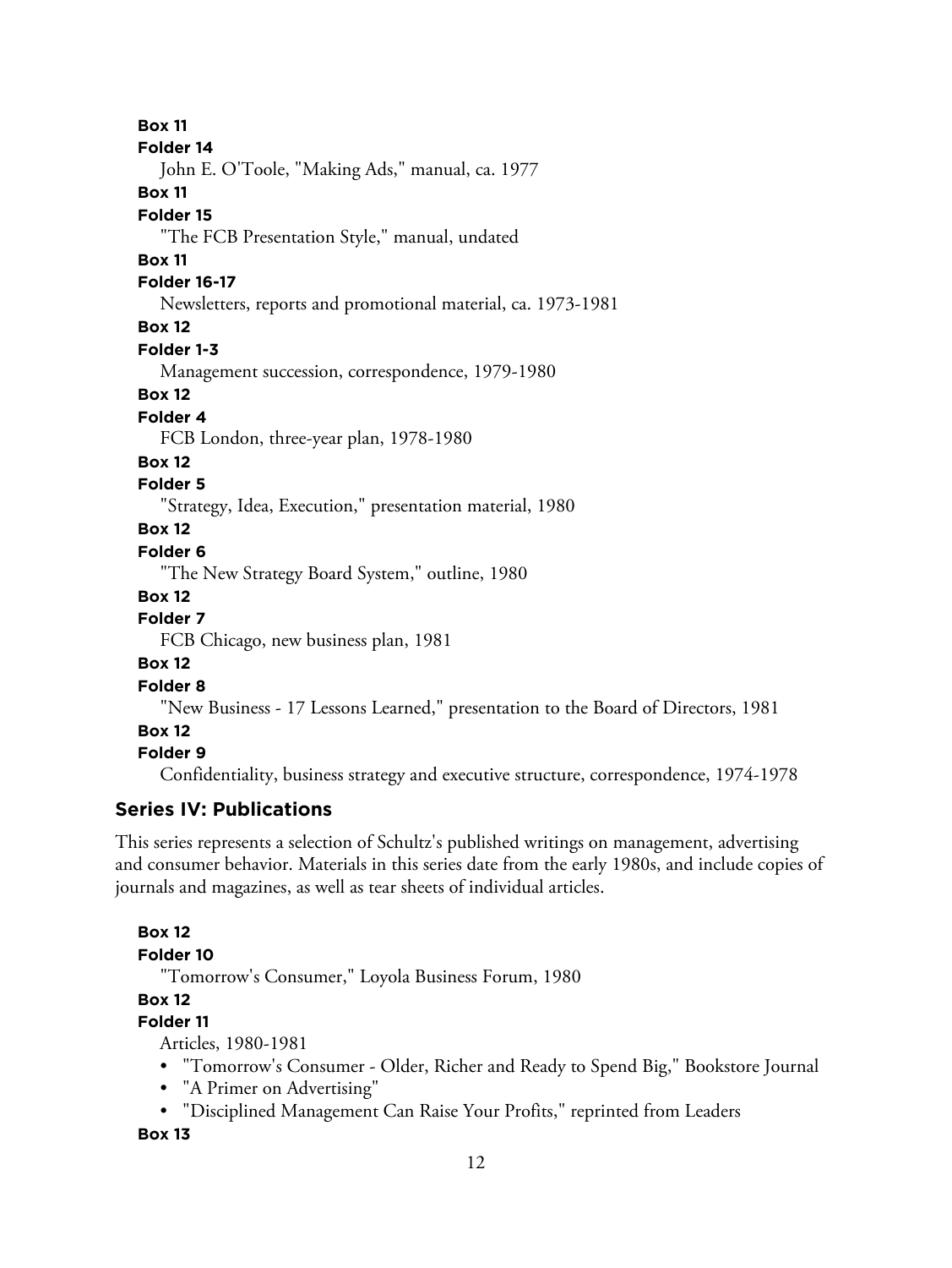**Box 11**

**Folder 14**

John E. O'Toole, "Making Ads," manual, ca. 1977

**Box 11**

**Folder 15**

"The FCB Presentation Style," manual, undated

**Box 11**

**Folder 16-17**

Newsletters, reports and promotional material, ca. 1973-1981

**Box 12**

**Folder 1-3**

Management succession, correspondence, 1979-1980

**Box 12**

**Folder 4**

FCB London, three-year plan, 1978-1980

**Box 12**

**Folder 5**

"Strategy, Idea, Execution," presentation material, 1980

**Box 12**

**Folder 6**

"The New Strategy Board System," outline, 1980

**Box 12**

**Folder 7**

FCB Chicago, new business plan, 1981

**Box 12**

**Folder 8**

"New Business - 17 Lessons Learned," presentation to the Board of Directors, 1981

**Box 12**

**Folder 9**

Confidentiality, business strategy and executive structure, correspondence, 1974-1978

## Series IV: Publications

This series represents a selection of Schultz's published writings on management, advertising and consumer behavior. Materials in this series date from the early 1980s, and include copies of journals and magazines, as well as tear sheets of individual articles.

**Box 12**

**Folder 10**

"Tomorrow's Consumer," Loyola Business Forum, 1980

**Box 12**

**Folder 11**

Articles, 1980-1981

- "Tomorrow's Consumer - Older, Richer and Ready to Spend Big," Bookstore Journal
- "A Primer on Advertising"
- "Disciplined Management Can Raise Your Profits," reprinted from Leaders

**Box 13**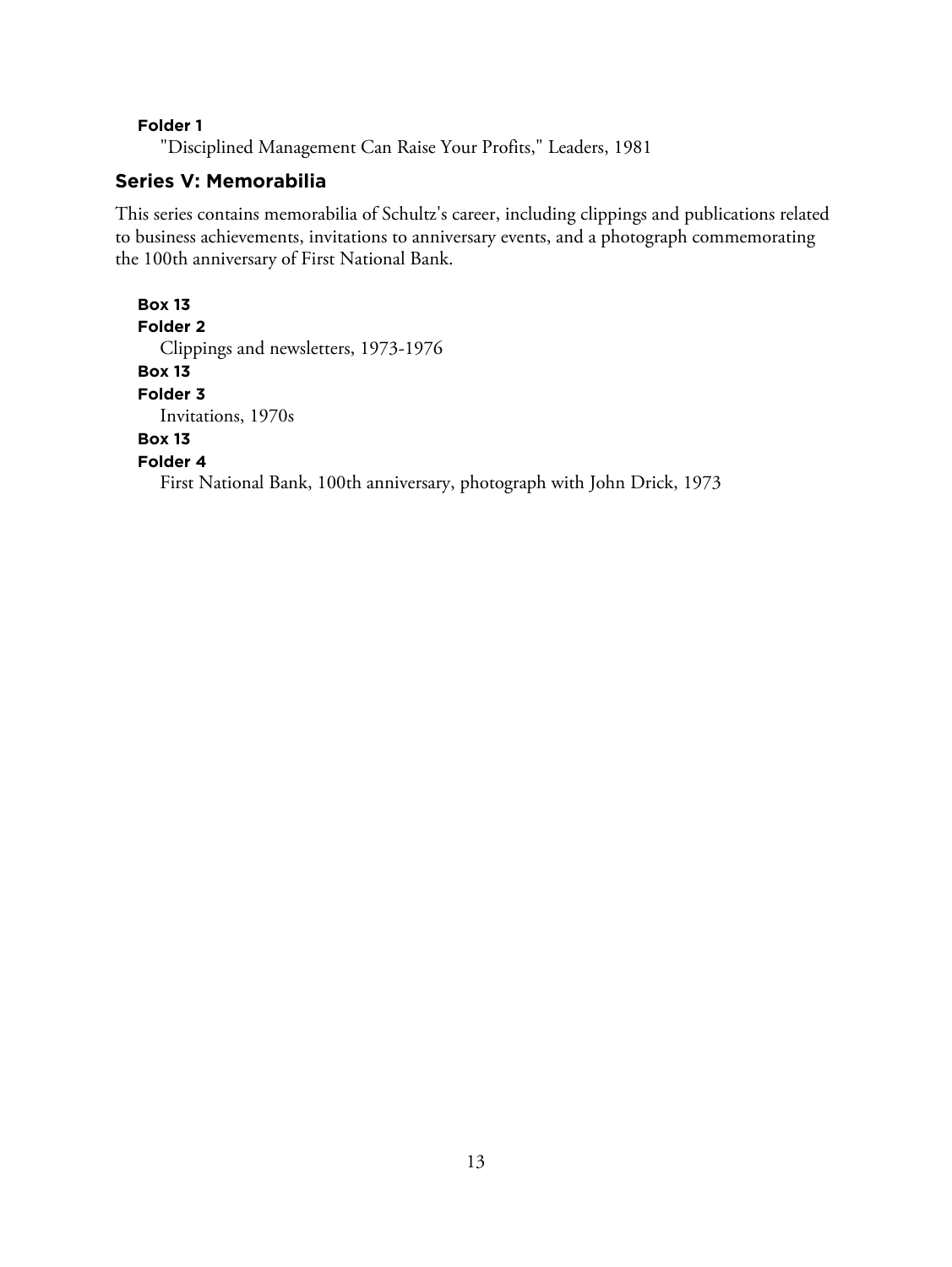**Folder 1**

"Disciplined Management Can Raise Your Profits," Leaders, 1981

## Series V: Memorabilia

This series contains memorabilia of Schultz's career, including clippings and publications related to business achievements, invitations to anniversary events, and a photograph commemorating the 100th anniversary of First National Bank.

**Box 13**
**Folder 2**

Clippings and newsletters, 1973-1976

**Box 13**
**Folder 3**

Invitations, 1970s

**Box 13**
**Folder 4**

First National Bank, 100th anniversary, photograph with John Drick, 1973